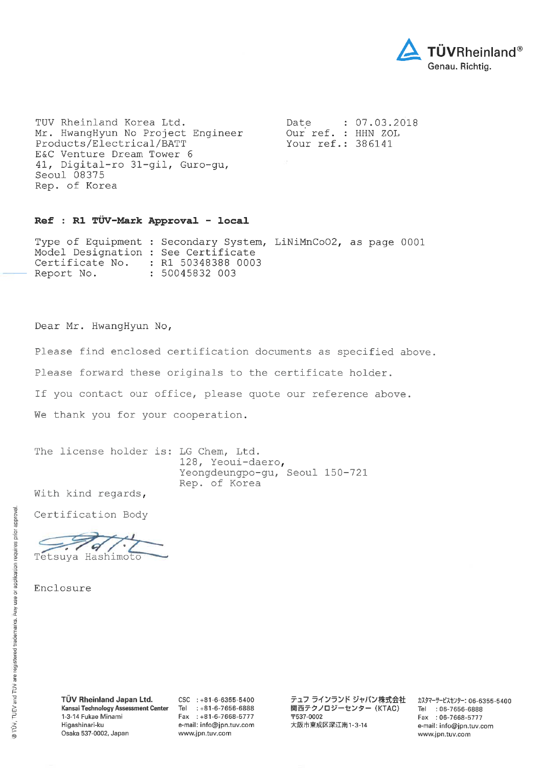TÜVRheinland®
Genau. Richtig.

TUV Rheinland Korea Ltd.
Mr. HwangHyun No Project Engineer
Products/Electrical/BATT
E&C Venture Dream Tower 6
41, Digital-ro 31-gil, Guro-gu,
Seoul 08375
Rep. of Korea

Date : 07.03.2018
Our ref. : HHN ZOL
Your ref.: 386141

**Ref : R1 TÜV-Mark Approval - local**

Type of Equipment : Secondary System, LiNiMnCoO2, as page 0001
Model Designation : See Certificate
Certificate No. : R1 50348388 0003
Report No. : 50045832 003

Dear Mr. HwangHyun No,

Please find enclosed certification documents as specified above.

Please forward these originals to the certificate holder.

If you contact our office, please quote our reference above.

We thank you for your cooperation.

The license holder is: LG Chem, Ltd.
128, Yeoui-daero,
Yeongdeungpo-gu, Seoul 150-721
Rep. of Korea

With kind regards,

Certification Body

Tetsuya Hashimoto

Enclosure

**TÜV Rheinland Japan Ltd.**
**Kansai Technology Assessment Center**
1-3-14 Fukae Minami
Higashinari-ku
Osaka 537-0002, Japan

CSC : +81-6-6355-5400
Tel : +81-6-7656-6888
Fax : +81-6-7668-5777
e-mail: info@jpn.tuv.com
www.jpn.tuv.com

テュフ ラインランド ジャパン株式会社
関西テクノロジーセンター（KTAC）
〒537-0002
大阪市東成区深江南1-3-14

ｶｽﾀﾏｰｻｰﾋﾞｽｾﾝﾀｰ: 06-6355-5400
Tel : 06-7656-6888
Fax : 06-7668-5777
e-mail: info@jpn.tuv.com
www.jpn.tuv.com

® TÜV, TUEV and TUV are registered trademarks. Any use or application requires prior approval.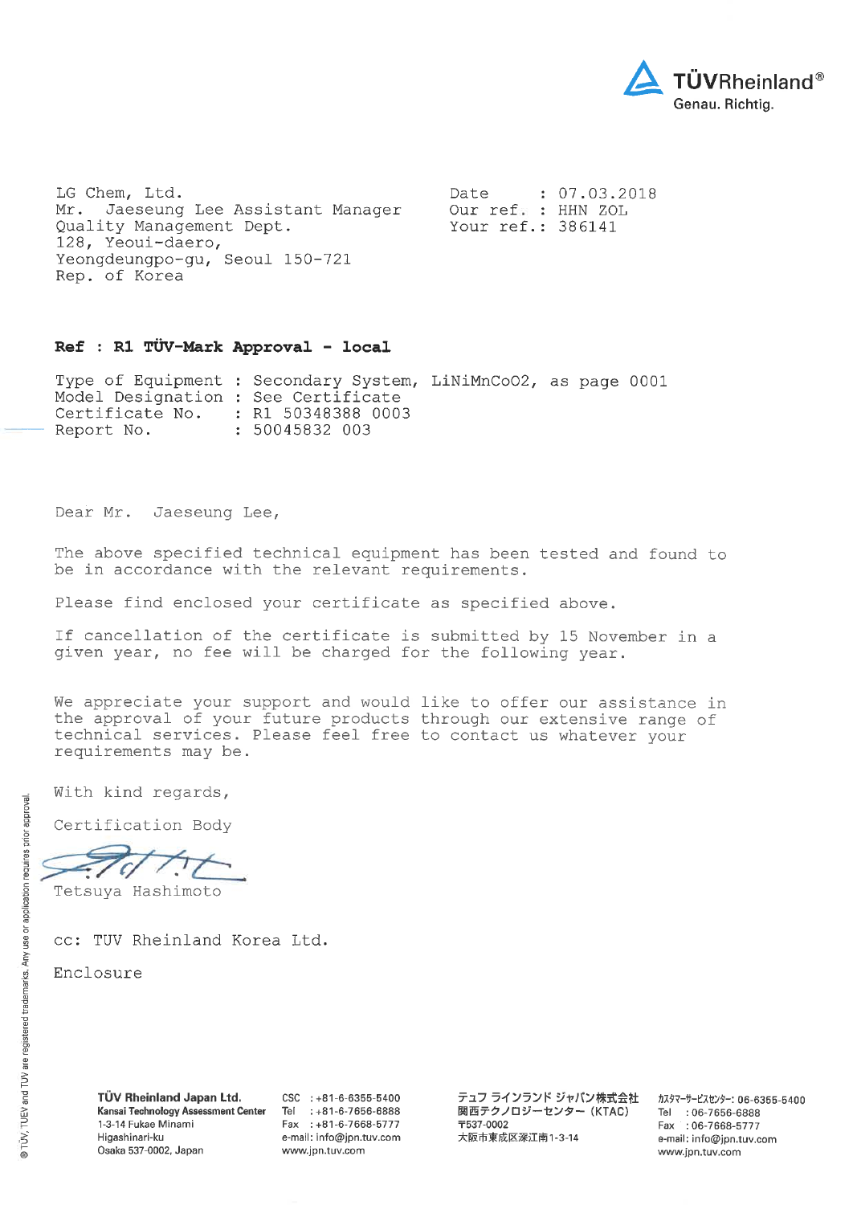TÜVRheinland®
Genau. Richtig.

LG Chem, Ltd.
Mr. Jaeseung Lee Assistant Manager
Quality Management Dept.
128, Yeoui-daero,
Yeongdeungpo-gu, Seoul 150-721
Rep. of Korea

Date : 07.03.2018
Our ref. : HHN ZOL
Your ref.: 386141

**Ref : R1 TÜV-Mark Approval - local**

Type of Equipment : Secondary System, LiNiMnCoO2, as page 0001
Model Designation : See Certificate
Certificate No. : R1 50348388 0003
Report No. : 50045832 003

Dear Mr. Jaeseung Lee,

The above specified technical equipment has been tested and found to be in accordance with the relevant requirements.

Please find enclosed your certificate as specified above.

If cancellation of the certificate is submitted by 15 November in a given year, no fee will be charged for the following year.

We appreciate your support and would like to offer our assistance in the approval of your future products through our extensive range of technical services. Please feel free to contact us whatever your requirements may be.

With kind regards,

Certification Body

Tetsuya Hashimoto

cc: TUV Rheinland Korea Ltd.

Enclosure

**TÜV Rheinland Japan Ltd.**
**Kansai Technology Assessment Center**
1-3-14 Fukae Minami
Higashinari-ku
Osaka 537-0002, Japan

CSC : +81-6-6355-5400
Tel : +81-6-7656-6888
Fax : +81-6-7668-5777
e-mail: info@jpn.tuv.com
www.jpn.tuv.com

テュフ ラインランド ジャパン株式会社
関西テクノロジーセンター（KTAC）
〒537-0002
大阪市東成区深江南1-3-14

ｶｽﾀﾏｰｻｰﾋﾞｽｾﾝﾀｰ: 06-6355-5400
Tel : 06-7656-6888
Fax : 06-7668-5777
e-mail: info@jpn.tuv.com
www.jpn.tuv.com

© TÜV, TUEV and TUV are registered trademarks. Any use or application requires prior approval.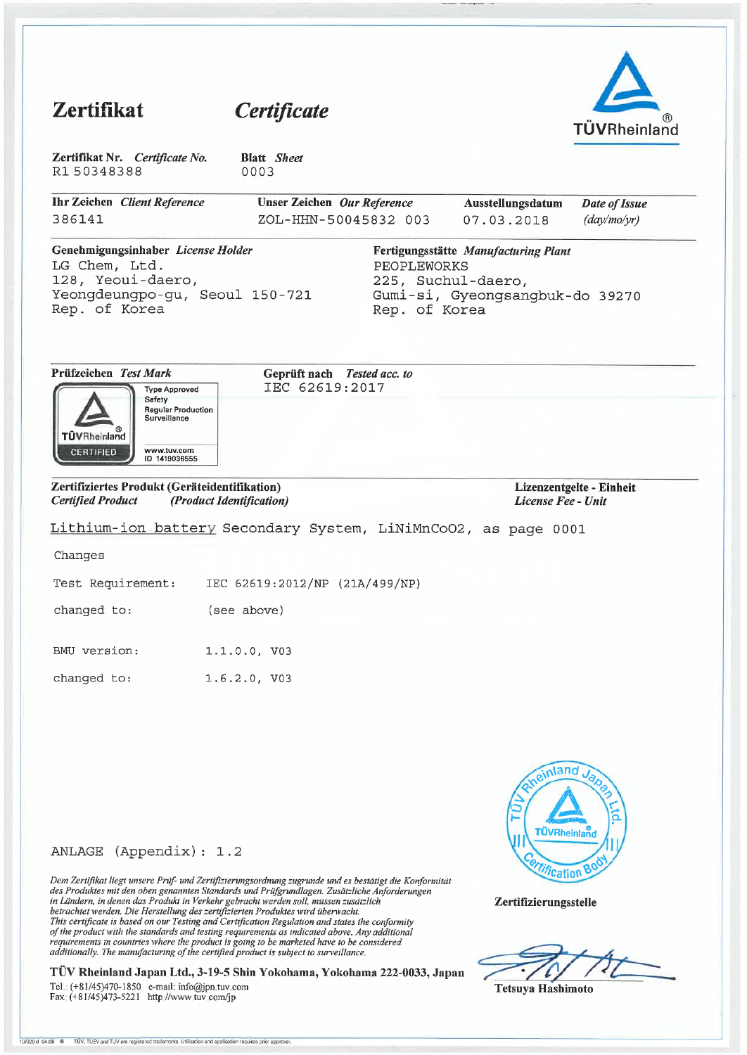# Zertifikat *Certificate*

**Zertifikat Nr.** *Certificate No.*
R1 50348388

**Blatt** *Sheet*
0003

| **Ihr Zeichen** *Client Reference* | **Unser Zeichen** *Our Reference* | **Ausstellungsdatum** *Date of Issue* (day/mo/yr) |
|---|---|---|
| 386141 | ZOL-HHN-50045832 003 | 07.03.2018 |

**Genehmigungsinhaber** *License Holder*
LG Chem, Ltd.
128, Yeoui-daero,
Yeongdeungpo-gu, Seoul 150-721
Rep. of Korea

**Fertigungsstätte** *Manufacturing Plant*
PEOPLEWORKS
225, Suchul-daero,
Gumi-si, Gyeongsangbuk-do 39270
Rep. of Korea

**Prüfzeichen** *Test Mark*
TÜVRheinland CERTIFIED — Type Approved, Safety, Regular Production Surveillance — www.tuv.com ID 1419036555

**Geprüft nach** *Tested acc. to*
IEC 62619:2017

**Zertifiziertes Produkt (Geräteidentifikation)** *Certified Product (Product Identification)*

**Lizenzentgelte - Einheit** *License Fee - Unit*

Lithium-ion battery Secondary System, LiNiMnCoO2, as page 0001

Changes

Test Requirement: IEC 62619:2012/NP (21A/499/NP)

changed to: (see above)

BMU version: 1.1.0.0, V03

changed to: 1.6.2.0, V03

ANLAGE (Appendix): 1.2

*Dem Zertifikat liegt unsere Prüf- und Zertifizierungsordnung zugrunde und es bestätigt die Konformität des Produktes mit den oben genannten Standards und Prüfgrundlagen. Zusätzliche Anforderungen in Ländern, in denen das Produkt in Verkehr gebracht werden soll, müssen zusätzlich betrachtet werden. Die Herstellung des zertifizierten Produktes wird überwacht.*
*This certificate is based on our Testing and Certification Regulation and states the conformity of the product with the standards and testing requirements as indicated above. Any additional requirements in countries where the product is going to be marketed have to be considered additionally. The manufacturing of the certified product is subject to surveillance.*

**TÜV Rheinland Japan Ltd., 3-19-5 Shin Yokohama, Yokohama 222-0033, Japan**
Tel.: (+81/45)470-1850 e-mail: info@jpn.tuv.com
Fax: (+81/45)473-5221 http://www.tuv.com/jp

**Zertifizierungsstelle**

Tetsuya Hashimoto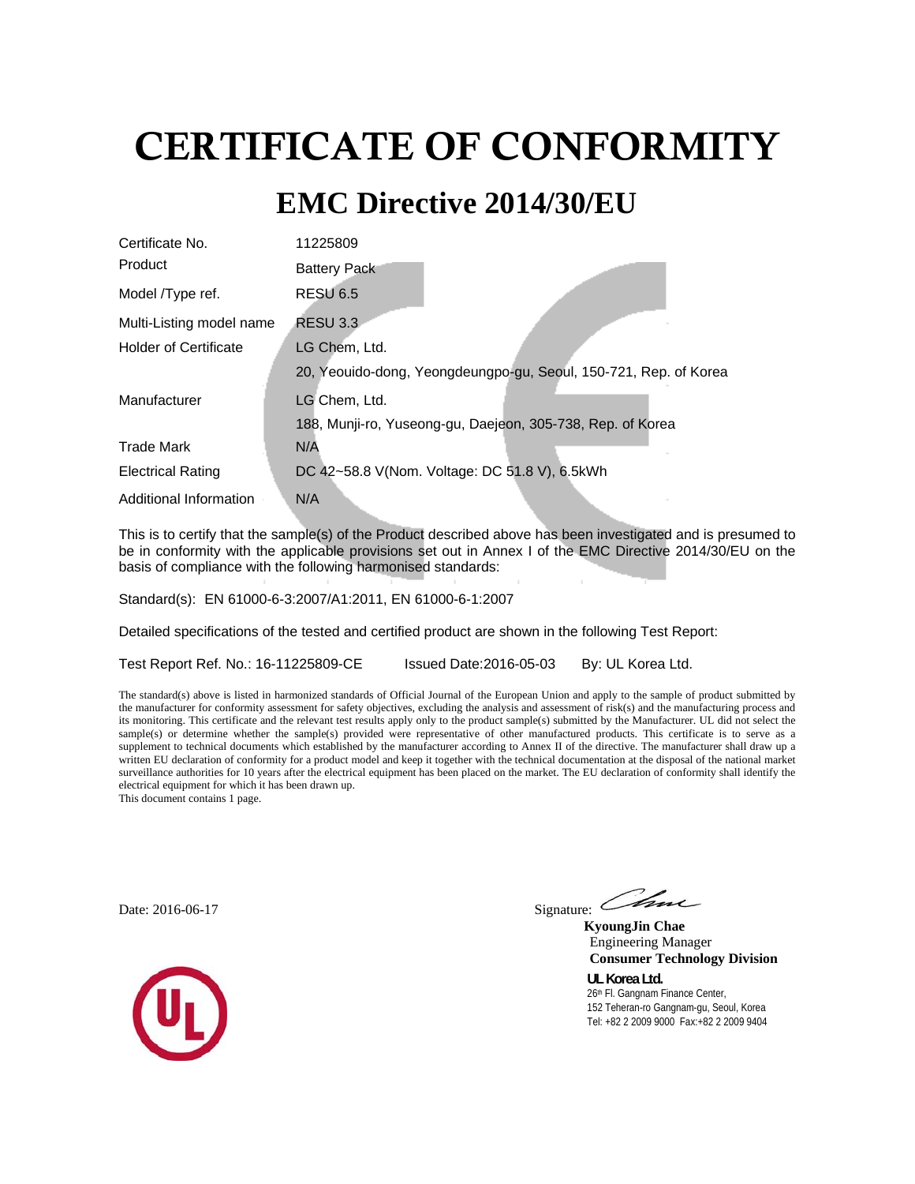# CERTIFICATE OF CONFORMITY

## EMC Directive 2014/30/EU

| | |
|---|---|
| Certificate No. | 11225809 |
| Product | Battery Pack |
| Model /Type ref. | RESU 6.5 |
| Multi-Listing model name | RESU 3.3 |
| Holder of Certificate | LG Chem, Ltd.<br>20, Yeouido-dong, Yeongdeungpo-gu, Seoul, 150-721, Rep. of Korea |
| Manufacturer | LG Chem, Ltd.<br>188, Munji-ro, Yuseong-gu, Daejeon, 305-738, Rep. of Korea |
| Trade Mark | N/A |
| Electrical Rating | DC 42~58.8 V(Nom. Voltage: DC 51.8 V), 6.5kWh |
| Additional Information | N/A |

This is to certify that the sample(s) of the Product described above has been investigated and is presumed to be in conformity with the applicable provisions set out in Annex I of the EMC Directive 2014/30/EU on the basis of compliance with the following harmonised standards:

Standard(s): EN 61000-6-3:2007/A1:2011, EN 61000-6-1:2007

Detailed specifications of the tested and certified product are shown in the following Test Report:

Test Report Ref. No.: 16-11225809-CE Issued Date:2016-05-03 By: UL Korea Ltd.

The standard(s) above is listed in harmonized standards of Official Journal of the European Union and apply to the sample of product submitted by the manufacturer for conformity assessment for safety objectives, excluding the analysis and assessment of risk(s) and the manufacturing process and its monitoring. This certificate and the relevant test results apply only to the product sample(s) submitted by the Manufacturer. UL did not select the sample(s) or determine whether the sample(s) provided were representative of other manufactured products. This certificate is to serve as a supplement to technical documents which established by the manufacturer according to Annex II of the directive. The manufacturer shall draw up a written EU declaration of conformity for a product model and keep it together with the technical documentation at the disposal of the national market surveillance authorities for 10 years after the electrical equipment has been placed on the market. The EU declaration of conformity shall identify the electrical equipment for which it has been drawn up.
This document contains 1 page.

Date: 2016-06-17

Signature:

**KyoungJin Chae**
Engineering Manager
**Consumer Technology Division**

**UL Korea Ltd.**
26th Fl. Gangnam Finance Center,
152 Teheran-ro Gangnam-gu, Seoul, Korea
Tel: +82 2 2009 9000 Fax:+82 2 2009 9404